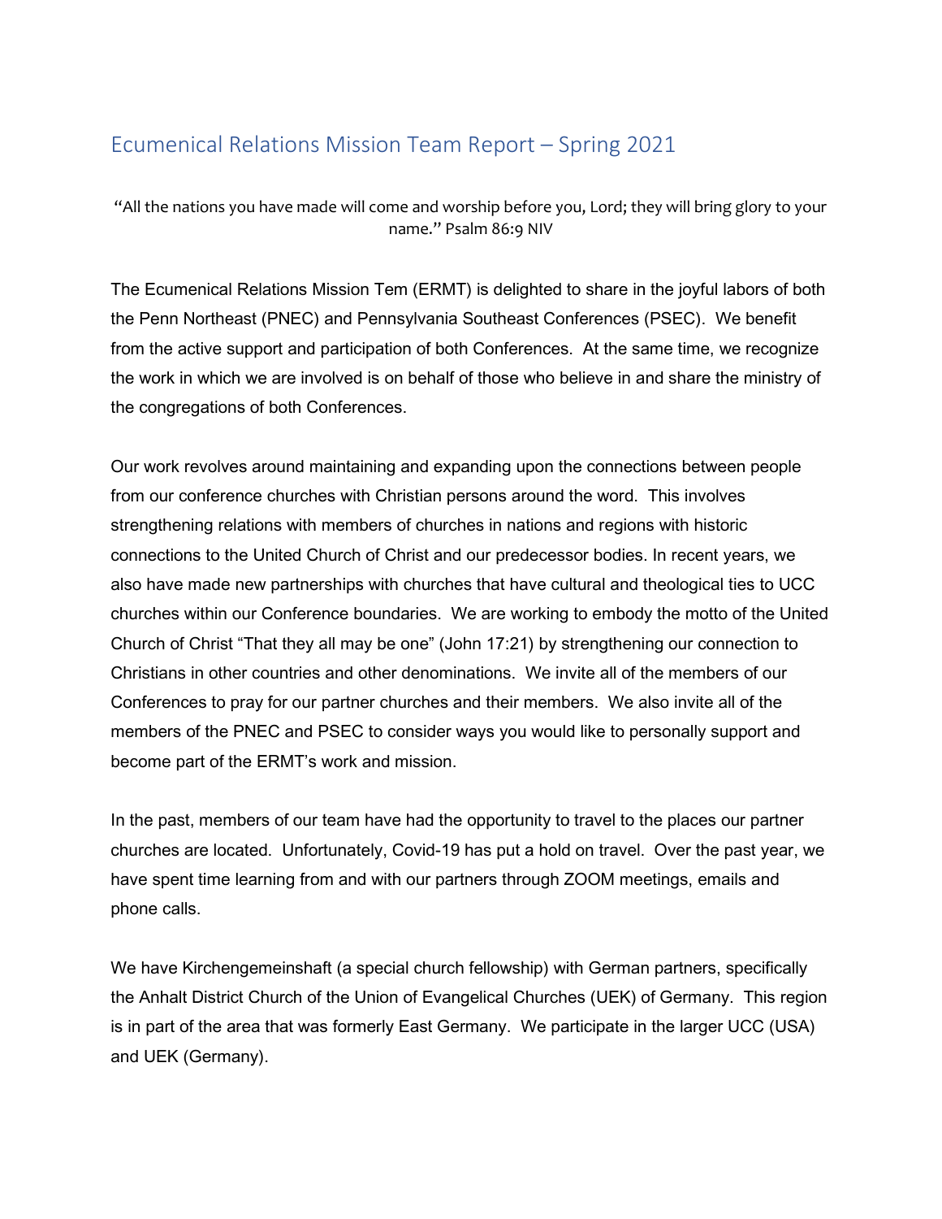# Ecumenical Relations Mission Team Report – Spring 2021

"All the nations you have made will come and worship before you, Lord; they will bring glory to your name." Psalm 86:9 NIV

The Ecumenical Relations Mission Tem (ERMT) is delighted to share in the joyful labors of both the Penn Northeast (PNEC) and Pennsylvania Southeast Conferences (PSEC). We benefit from the active support and participation of both Conferences. At the same time, we recognize the work in which we are involved is on behalf of those who believe in and share the ministry of the congregations of both Conferences.

Our work revolves around maintaining and expanding upon the connections between people from our conference churches with Christian persons around the word. This involves strengthening relations with members of churches in nations and regions with historic connections to the United Church of Christ and our predecessor bodies. In recent years, we also have made new partnerships with churches that have cultural and theological ties to UCC churches within our Conference boundaries. We are working to embody the motto of the United Church of Christ "That they all may be one" (John 17:21) by strengthening our connection to Christians in other countries and other denominations. We invite all of the members of our Conferences to pray for our partner churches and their members. We also invite all of the members of the PNEC and PSEC to consider ways you would like to personally support and become part of the ERMT's work and mission.

In the past, members of our team have had the opportunity to travel to the places our partner churches are located. Unfortunately, Covid-19 has put a hold on travel. Over the past year, we have spent time learning from and with our partners through ZOOM meetings, emails and phone calls.

We have Kirchengemeinshaft (a special church fellowship) with German partners, specifically the Anhalt District Church of the Union of Evangelical Churches (UEK) of Germany. This region is in part of the area that was formerly East Germany. We participate in the larger UCC (USA) and UEK (Germany).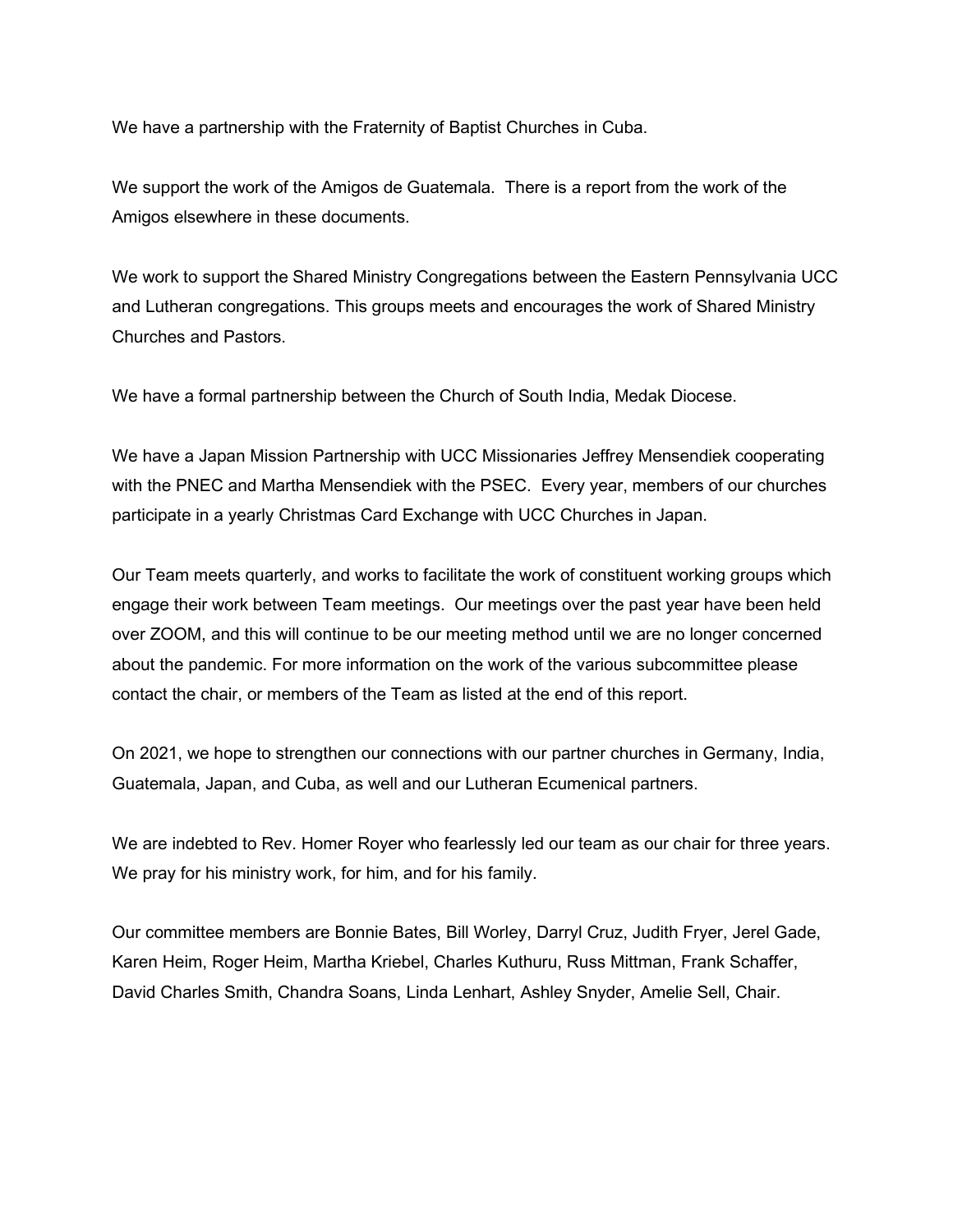We have a partnership with the Fraternity of Baptist Churches in Cuba.

We support the work of the Amigos de Guatemala. There is a report from the work of the Amigos elsewhere in these documents.

We work to support the Shared Ministry Congregations between the Eastern Pennsylvania UCC and Lutheran congregations. This groups meets and encourages the work of Shared Ministry Churches and Pastors.

We have a formal partnership between the Church of South India, Medak Diocese.

We have a Japan Mission Partnership with UCC Missionaries Jeffrey Mensendiek cooperating with the PNEC and Martha Mensendiek with the PSEC. Every year, members of our churches participate in a yearly Christmas Card Exchange with UCC Churches in Japan.

Our Team meets quarterly, and works to facilitate the work of constituent working groups which engage their work between Team meetings. Our meetings over the past year have been held over ZOOM, and this will continue to be our meeting method until we are no longer concerned about the pandemic. For more information on the work of the various subcommittee please contact the chair, or members of the Team as listed at the end of this report.

On 2021, we hope to strengthen our connections with our partner churches in Germany, India, Guatemala, Japan, and Cuba, as well and our Lutheran Ecumenical partners.

We are indebted to Rev. Homer Royer who fearlessly led our team as our chair for three years. We pray for his ministry work, for him, and for his family.

Our committee members are Bonnie Bates, Bill Worley, Darryl Cruz, Judith Fryer, Jerel Gade, Karen Heim, Roger Heim, Martha Kriebel, Charles Kuthuru, Russ Mittman, Frank Schaffer, David Charles Smith, Chandra Soans, Linda Lenhart, Ashley Snyder, Amelie Sell, Chair.